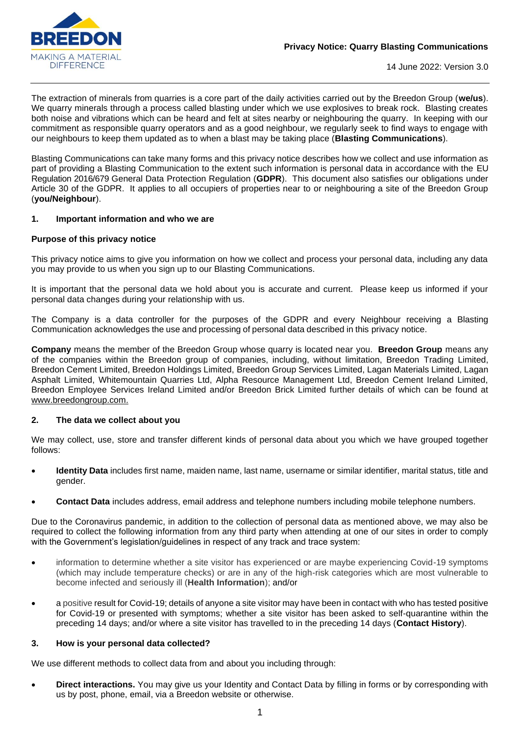**Privacy Notice: Quarry Blasting Communications**

14 June 2022: Version 3.0

The extraction of minerals from quarries is a core part of the daily activities carried out by the Breedon Group (**we/us**). We quarry minerals through a process called blasting under which we use explosives to break rock. Blasting creates both noise and vibrations which can be heard and felt at sites nearby or neighbouring the quarry. In keeping with our commitment as responsible quarry operators and as a good neighbour, we regularly seek to find ways to engage with our neighbours to keep them updated as to when a blast may be taking place (**Blasting Communications**).

Blasting Communications can take many forms and this privacy notice describes how we collect and use information as part of providing a Blasting Communication to the extent such information is personal data in accordance with the EU Regulation 2016/679 General Data Protection Regulation (**GDPR**). This document also satisfies our obligations under Article 30 of the GDPR. It applies to all occupiers of properties near to or neighbouring a site of the Breedon Group (**you/Neighbour**).

## 1. Important information and who we are

### Purpose of this privacy notice

This privacy notice aims to give you information on how we collect and process your personal data, including any data you may provide to us when you sign up to our Blasting Communications.

It is important that the personal data we hold about you is accurate and current. Please keep us informed if your personal data changes during your relationship with us.

The Company is a data controller for the purposes of the GDPR and every Neighbour receiving a Blasting Communication acknowledges the use and processing of personal data described in this privacy notice.

**Company** means the member of the Breedon Group whose quarry is located near you. **Breedon Group** means any of the companies within the Breedon group of companies, including, without limitation, Breedon Trading Limited, Breedon Cement Limited, Breedon Holdings Limited, Breedon Group Services Limited, Lagan Materials Limited, Lagan Asphalt Limited, Whitemountain Quarries Ltd, Alpha Resource Management Ltd, Breedon Cement Ireland Limited, Breedon Employee Services Ireland Limited and/or Breedon Brick Limited further details of which can be found at www.breedongroup.com.

## 2. The data we collect about you

We may collect, use, store and transfer different kinds of personal data about you which we have grouped together follows:

- **Identity Data** includes first name, maiden name, last name, username or similar identifier, marital status, title and gender.
- **Contact Data** includes address, email address and telephone numbers including mobile telephone numbers.

Due to the Coronavirus pandemic, in addition to the collection of personal data as mentioned above, we may also be required to collect the following information from any third party when attending at one of our sites in order to comply with the Government's legislation/guidelines in respect of any track and trace system:

- information to determine whether a site visitor has experienced or are maybe experiencing Covid-19 symptoms (which may include temperature checks) or are in any of the high-risk categories which are most vulnerable to become infected and seriously ill (**Health Information**); and/or
- a positive result for Covid-19; details of anyone a site visitor may have been in contact with who has tested positive for Covid-19 or presented with symptoms; whether a site visitor has been asked to self-quarantine within the preceding 14 days; and/or where a site visitor has travelled to in the preceding 14 days (**Contact History**).

## 3. How is your personal data collected?

We use different methods to collect data from and about you including through:

- **Direct interactions.** You may give us your Identity and Contact Data by filling in forms or by corresponding with us by post, phone, email, via a Breedon website or otherwise.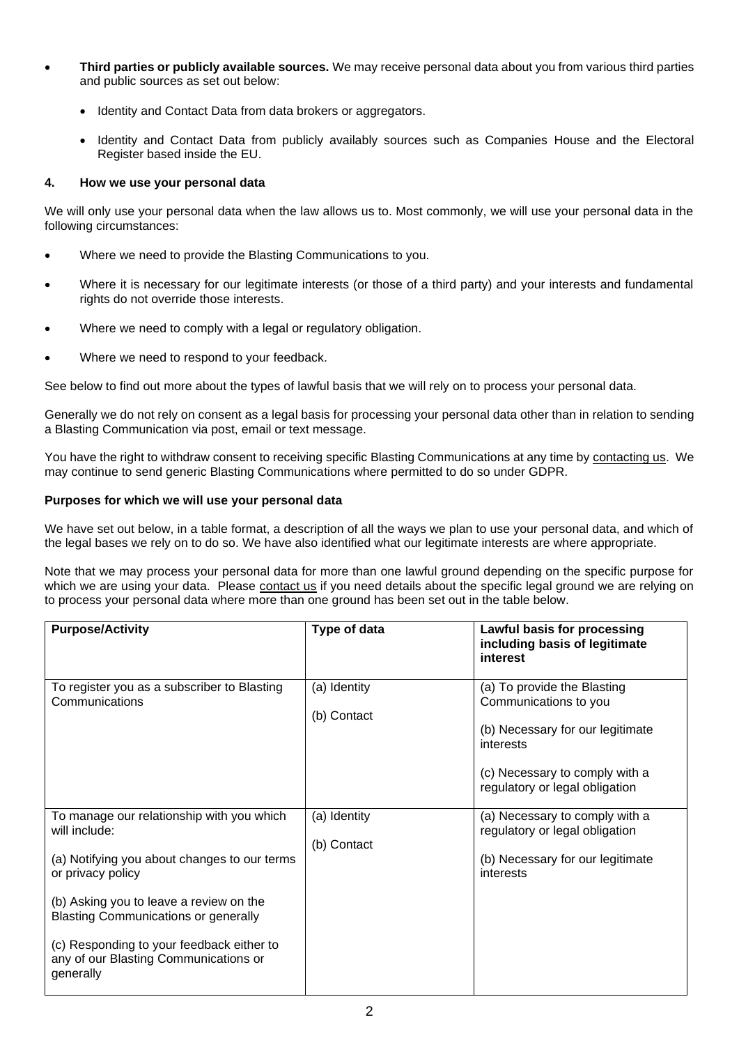- **Third parties or publicly available sources.** We may receive personal data about you from various third parties and public sources as set out below:

  - Identity and Contact Data from data brokers or aggregators.

  - Identity and Contact Data from publicly availably sources such as Companies House and the Electoral Register based inside the EU.

## 4. How we use your personal data

We will only use your personal data when the law allows us to. Most commonly, we will use your personal data in the following circumstances:

- Where we need to provide the Blasting Communications to you.
- Where it is necessary for our legitimate interests (or those of a third party) and your interests and fundamental rights do not override those interests.
- Where we need to comply with a legal or regulatory obligation.
- Where we need to respond to your feedback.

See below to find out more about the types of lawful basis that we will rely on to process your personal data.

Generally we do not rely on consent as a legal basis for processing your personal data other than in relation to sending a Blasting Communication via post, email or text message.

You have the right to withdraw consent to receiving specific Blasting Communications at any time by contacting us. We may continue to send generic Blasting Communications where permitted to do so under GDPR.

**Purposes for which we will use your personal data**

We have set out below, in a table format, a description of all the ways we plan to use your personal data, and which of the legal bases we rely on to do so. We have also identified what our legitimate interests are where appropriate.

Note that we may process your personal data for more than one lawful ground depending on the specific purpose for which we are using your data. Please contact us if you need details about the specific legal ground we are relying on to process your personal data where more than one ground has been set out in the table below.

| **Purpose/Activity** | **Type of data** | **Lawful basis for processing including basis of legitimate interest** |
|---|---|---|
| To register you as a subscriber to Blasting Communications | (a) Identity<br><br>(b) Contact | (a) To provide the Blasting Communications to you<br><br>(b) Necessary for our legitimate interests<br><br>(c) Necessary to comply with a regulatory or legal obligation |
| To manage our relationship with you which will include:<br><br>(a) Notifying you about changes to our terms or privacy policy<br><br>(b) Asking you to leave a review on the Blasting Communications or generally<br><br>(c) Responding to your feedback either to any of our Blasting Communications or generally | (a) Identity<br><br>(b) Contact | (a) Necessary to comply with a regulatory or legal obligation<br><br>(b) Necessary for our legitimate interests |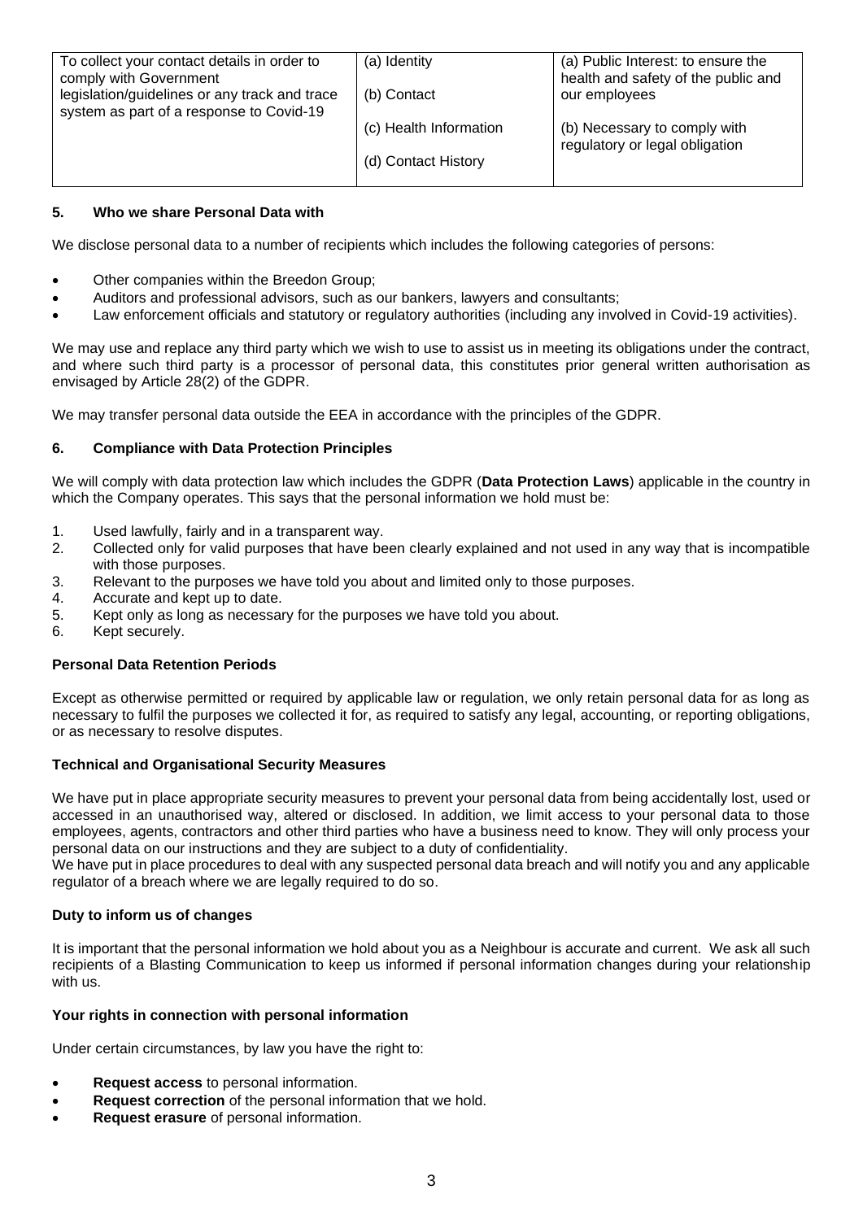| To collect your contact details in order to comply with Government legislation/guidelines or any track and trace system as part of a response to Covid-19 | (a) Identity<br><br>(b) Contact<br><br>(c) Health Information<br><br>(d) Contact History | (a) Public Interest: to ensure the health and safety of the public and our employees<br><br>(b) Necessary to comply with regulatory or legal obligation |
|---|---|---|

## 5. Who we share Personal Data with

We disclose personal data to a number of recipients which includes the following categories of persons:

- Other companies within the Breedon Group;
- Auditors and professional advisors, such as our bankers, lawyers and consultants;
- Law enforcement officials and statutory or regulatory authorities (including any involved in Covid-19 activities).

We may use and replace any third party which we wish to use to assist us in meeting its obligations under the contract, and where such third party is a processor of personal data, this constitutes prior general written authorisation as envisaged by Article 28(2) of the GDPR.

We may transfer personal data outside the EEA in accordance with the principles of the GDPR.

## 6. Compliance with Data Protection Principles

We will comply with data protection law which includes the GDPR (**Data Protection Laws**) applicable in the country in which the Company operates. This says that the personal information we hold must be:

1. Used lawfully, fairly and in a transparent way.
2. Collected only for valid purposes that have been clearly explained and not used in any way that is incompatible with those purposes.
3. Relevant to the purposes we have told you about and limited only to those purposes.
4. Accurate and kept up to date.
5. Kept only as long as necessary for the purposes we have told you about.
6. Kept securely.

### Personal Data Retention Periods

Except as otherwise permitted or required by applicable law or regulation, we only retain personal data for as long as necessary to fulfil the purposes we collected it for, as required to satisfy any legal, accounting, or reporting obligations, or as necessary to resolve disputes.

### Technical and Organisational Security Measures

We have put in place appropriate security measures to prevent your personal data from being accidentally lost, used or accessed in an unauthorised way, altered or disclosed. In addition, we limit access to your personal data to those employees, agents, contractors and other third parties who have a business need to know. They will only process your personal data on our instructions and they are subject to a duty of confidentiality.
We have put in place procedures to deal with any suspected personal data breach and will notify you and any applicable regulator of a breach where we are legally required to do so.

### Duty to inform us of changes

It is important that the personal information we hold about you as a Neighbour is accurate and current. We ask all such recipients of a Blasting Communication to keep us informed if personal information changes during your relationship with us.

### Your rights in connection with personal information

Under certain circumstances, by law you have the right to:

- **Request access** to personal information.
- **Request correction** of the personal information that we hold.
- **Request erasure** of personal information.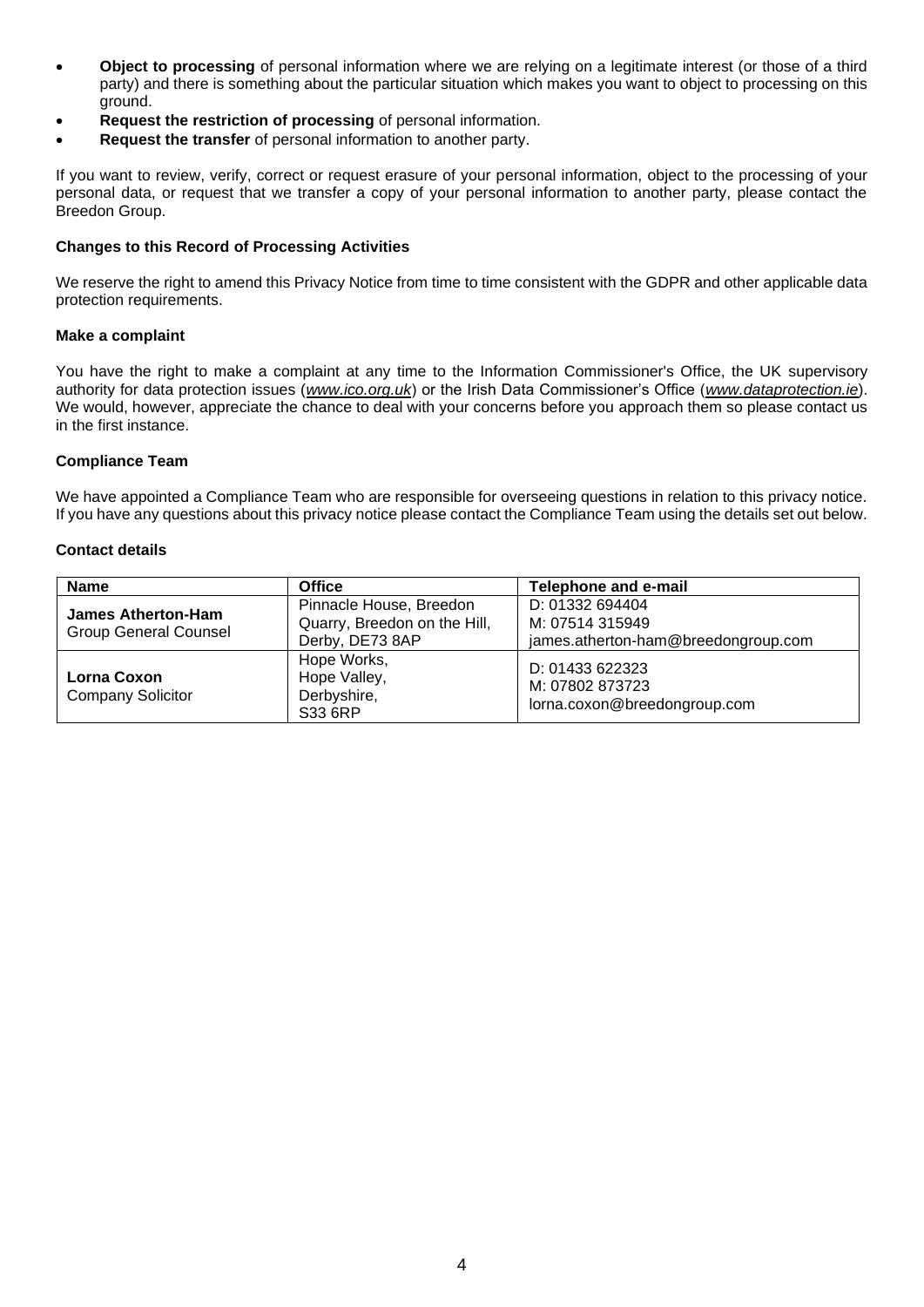- **Object to processing** of personal information where we are relying on a legitimate interest (or those of a third party) and there is something about the particular situation which makes you want to object to processing on this ground.
- **Request the restriction of processing** of personal information.
- **Request the transfer** of personal information to another party.

If you want to review, verify, correct or request erasure of your personal information, object to the processing of your personal data, or request that we transfer a copy of your personal information to another party, please contact the Breedon Group.

**Changes to this Record of Processing Activities**

We reserve the right to amend this Privacy Notice from time to time consistent with the GDPR and other applicable data protection requirements.

**Make a complaint**

You have the right to make a complaint at any time to the Information Commissioner's Office, the UK supervisory authority for data protection issues (*www.ico.org.uk*) or the Irish Data Commissioner's Office (*www.dataprotection.ie*). We would, however, appreciate the chance to deal with your concerns before you approach them so please contact us in the first instance.

**Compliance Team**

We have appointed a Compliance Team who are responsible for overseeing questions in relation to this privacy notice. If you have any questions about this privacy notice please contact the Compliance Team using the details set out below.

**Contact details**

| Name | Office | Telephone and e-mail |
|---|---|---|
| **James Atherton-Ham** Group General Counsel | Pinnacle House, Breedon Quarry, Breedon on the Hill, Derby, DE73 8AP | D: 01332 694404 M: 07514 315949 james.atherton-ham@breedongroup.com |
| **Lorna Coxon** Company Solicitor | Hope Works, Hope Valley, Derbyshire, S33 6RP | D: 01433 622323 M: 07802 873723 lorna.coxon@breedongroup.com |